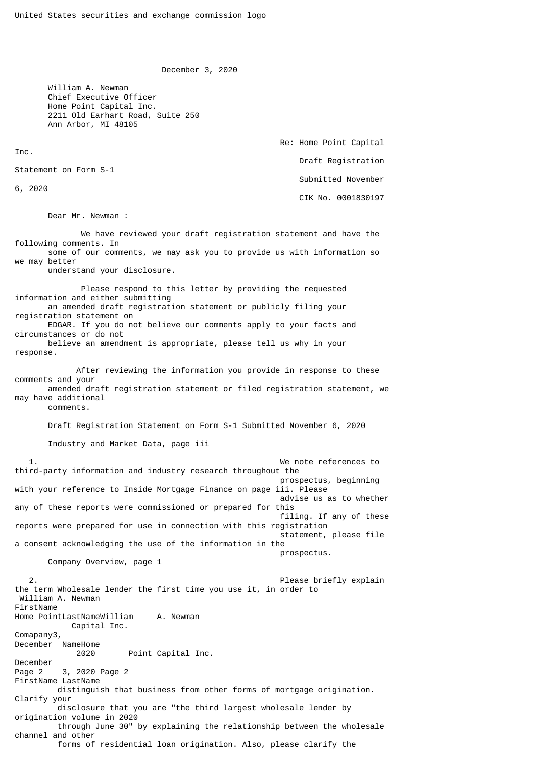United States securities and exchange commission logo

December 3, 2020

William A. Newman
Chief Executive Officer
Home Point Capital Inc.
2211 Old Earhart Road, Suite 250
Ann Arbor, MI 48105

Re: Home Point Capital Inc.
Draft Registration Statement on Form S-1
Submitted November 6, 2020
CIK No. 0001830197

Dear Mr. Newman :

We have reviewed your draft registration statement and have the following comments. In some of our comments, we may ask you to provide us with information so we may better understand your disclosure.

Please respond to this letter by providing the requested information and either submitting an amended draft registration statement or publicly filing your registration statement on EDGAR. If you do not believe our comments apply to your facts and circumstances or do not believe an amendment is appropriate, please tell us why in your response.

After reviewing the information you provide in response to these comments and your amended draft registration statement or filed registration statement, we may have additional comments.

Draft Registration Statement on Form S-1 Submitted November 6, 2020

Industry and Market Data, page iii

1. We note references to third-party information and industry research throughout the prospectus, beginning with your reference to Inside Mortgage Finance on page iii. Please advise us as to whether any of these reports were commissioned or prepared for this filing. If any of these reports were prepared for use in connection with this registration statement, please file a consent acknowledging the use of the information in the prospectus.

Company Overview, page 1

2. Please briefly explain the term Wholesale lender the first time you use it, in order to distinguish that business from other forms of mortgage origination. Clarify your disclosure that you are "the third largest wholesale lender by origination volume in 2020 through June 30" by explaining the relationship between the wholesale channel and other forms of residential loan origination. Also, please clarify the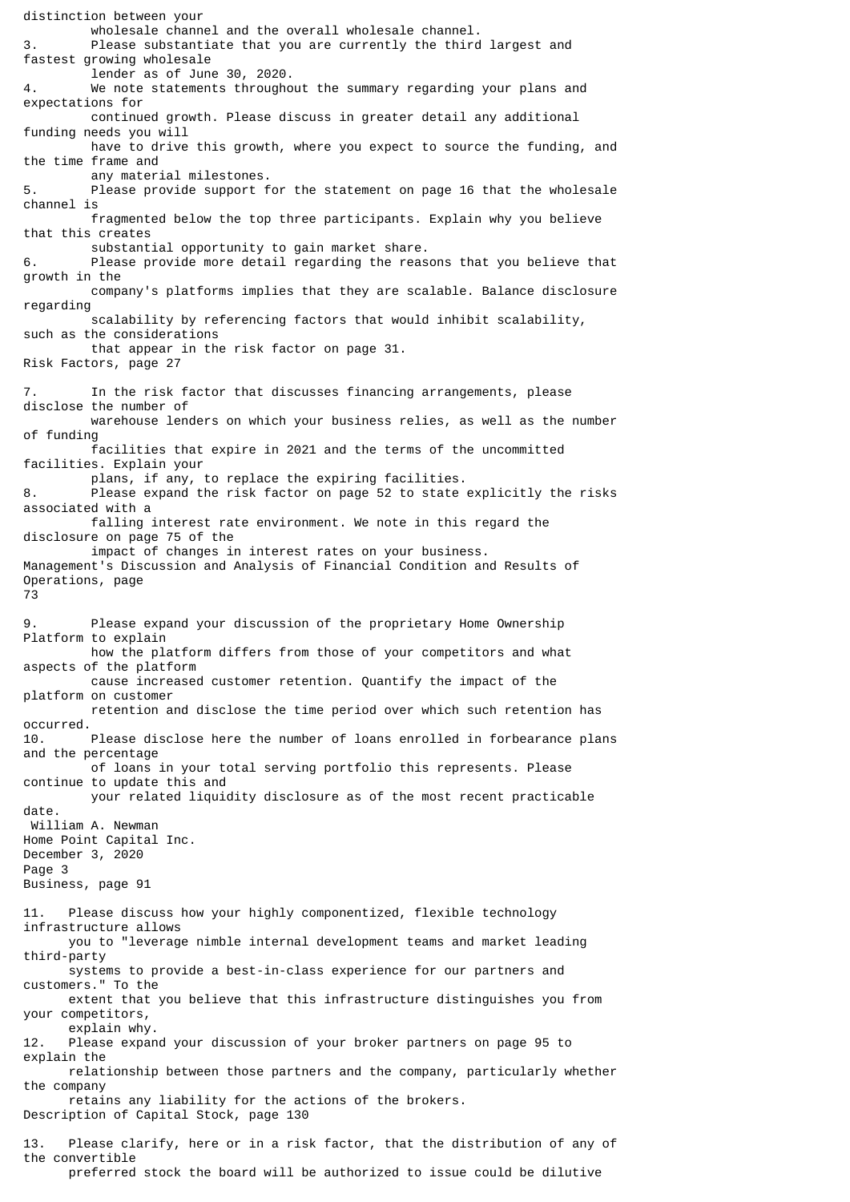distinction between your wholesale channel and the overall wholesale channel.

3. Please substantiate that you are currently the third largest and fastest growing wholesale lender as of June 30, 2020.

4. We note statements throughout the summary regarding your plans and expectations for continued growth. Please discuss in greater detail any additional funding needs you will have to drive this growth, where you expect to source the funding, and the time frame and any material milestones.

5. Please provide support for the statement on page 16 that the wholesale channel is fragmented below the top three participants. Explain why you believe that this creates substantial opportunity to gain market share.

6. Please provide more detail regarding the reasons that you believe that growth in the company's platforms implies that they are scalable. Balance disclosure regarding scalability by referencing factors that would inhibit scalability, such as the considerations that appear in the risk factor on page 31.

Risk Factors, page 27

7. In the risk factor that discusses financing arrangements, please disclose the number of warehouse lenders on which your business relies, as well as the number of funding facilities that expire in 2021 and the terms of the uncommitted facilities. Explain your plans, if any, to replace the expiring facilities.

8. Please expand the risk factor on page 52 to state explicitly the risks associated with a falling interest rate environment. We note in this regard the disclosure on page 75 of the impact of changes in interest rates on your business.

Management's Discussion and Analysis of Financial Condition and Results of Operations, page 73

9. Please expand your discussion of the proprietary Home Ownership Platform to explain how the platform differs from those of your competitors and what aspects of the platform cause increased customer retention. Quantify the impact of the platform on customer retention and disclose the time period over which such retention has occurred.

10. Please disclose here the number of loans enrolled in forbearance plans and the percentage of loans in your total serving portfolio this represents. Please continue to update this and your related liquidity disclosure as of the most recent practicable date.

William A. Newman
Home Point Capital Inc.
December 3, 2020

Business, page 91

11. Please discuss how your highly componentized, flexible technology infrastructure allows you to "leverage nimble internal development teams and market leading third-party systems to provide a best-in-class experience for our partners and customers." To the extent that you believe that this infrastructure distinguishes you from your competitors, explain why.

12. Please expand your discussion of your broker partners on page 95 to explain the relationship between those partners and the company, particularly whether the company retains any liability for the actions of the brokers.

Description of Capital Stock, page 130

13. Please clarify, here or in a risk factor, that the distribution of any of the convertible preferred stock the board will be authorized to issue could be dilutive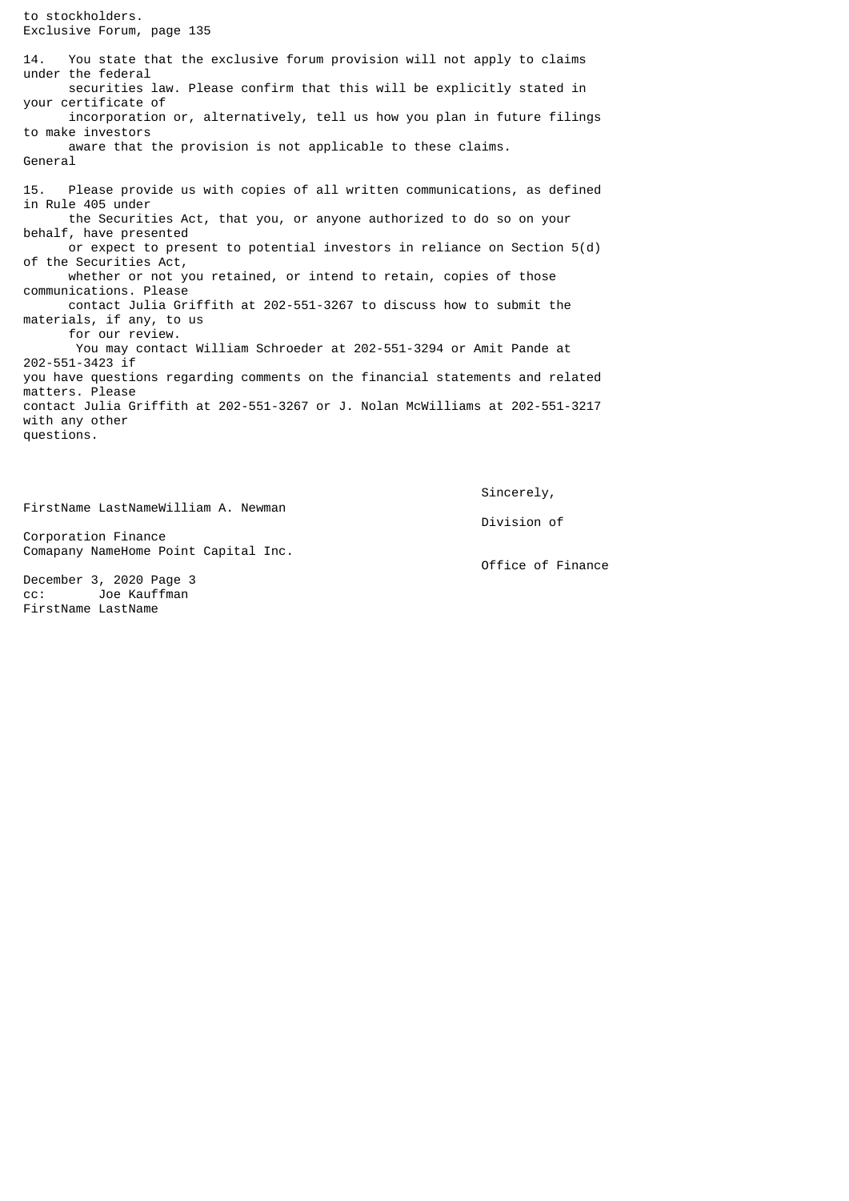to stockholders.

Exclusive Forum, page 135

14. You state that the exclusive forum provision will not apply to claims under the federal securities law. Please confirm that this will be explicitly stated in your certificate of incorporation or, alternatively, tell us how you plan in future filings to make investors aware that the provision is not applicable to these claims.

General

15. Please provide us with copies of all written communications, as defined in Rule 405 under the Securities Act, that you, or anyone authorized to do so on your behalf, have presented or expect to present to potential investors in reliance on Section 5(d) of the Securities Act, whether or not you retained, or intend to retain, copies of those communications. Please contact Julia Griffith at 202-551-3267 to discuss how to submit the materials, if any, to us for our review.

You may contact William Schroeder at 202-551-3294 or Amit Pande at 202-551-3423 if you have questions regarding comments on the financial statements and related matters. Please contact Julia Griffith at 202-551-3267 or J. Nolan McWilliams at 202-551-3217 with any other questions.

Sincerely,

Division of Corporation Finance

Office of Finance

cc: Joe Kauffman